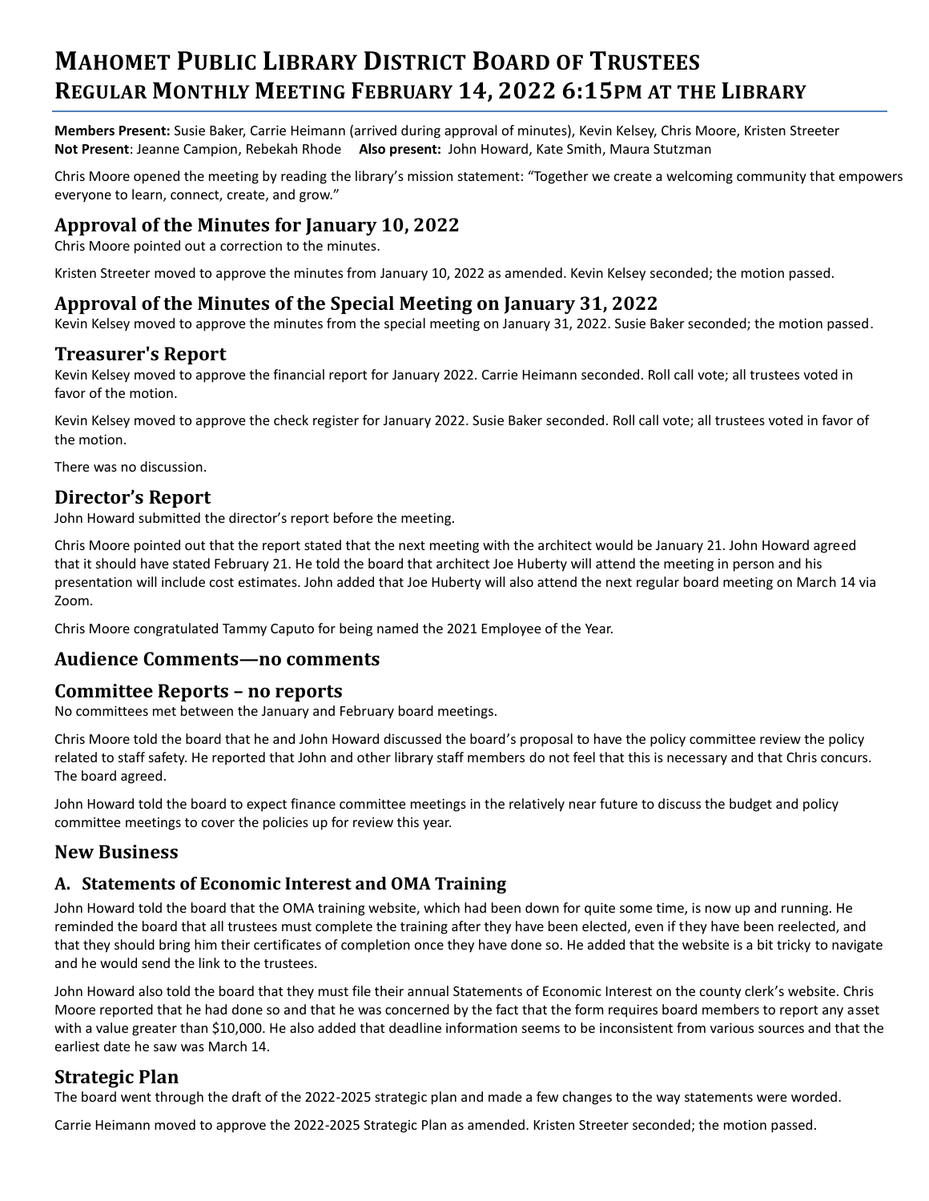# Mahomet Public Library District Board of Trustees
# Regular Monthly Meeting February 14, 2022 6:15pm at the Library

**Members Present:** Susie Baker, Carrie Heimann (arrived during approval of minutes), Kevin Kelsey, Chris Moore, Kristen Streeter
**Not Present**: Jeanne Campion, Rebekah Rhode **Also present:** John Howard, Kate Smith, Maura Stutzman

Chris Moore opened the meeting by reading the library's mission statement: "Together we create a welcoming community that empowers everyone to learn, connect, create, and grow."

## Approval of the Minutes for January 10, 2022

Chris Moore pointed out a correction to the minutes.

Kristen Streeter moved to approve the minutes from January 10, 2022 as amended. Kevin Kelsey seconded; the motion passed.

## Approval of the Minutes of the Special Meeting on January 31, 2022

Kevin Kelsey moved to approve the minutes from the special meeting on January 31, 2022. Susie Baker seconded; the motion passed.

## Treasurer's Report

Kevin Kelsey moved to approve the financial report for January 2022. Carrie Heimann seconded. Roll call vote; all trustees voted in favor of the motion.

Kevin Kelsey moved to approve the check register for January 2022. Susie Baker seconded. Roll call vote; all trustees voted in favor of the motion.

There was no discussion.

## Director's Report

John Howard submitted the director's report before the meeting.

Chris Moore pointed out that the report stated that the next meeting with the architect would be January 21. John Howard agreed that it should have stated February 21. He told the board that architect Joe Huberty will attend the meeting in person and his presentation will include cost estimates. John added that Joe Huberty will also attend the next regular board meeting on March 14 via Zoom.

Chris Moore congratulated Tammy Caputo for being named the 2021 Employee of the Year.

## Audience Comments—no comments

## Committee Reports – no reports

No committees met between the January and February board meetings.

Chris Moore told the board that he and John Howard discussed the board's proposal to have the policy committee review the policy related to staff safety. He reported that John and other library staff members do not feel that this is necessary and that Chris concurs. The board agreed.

John Howard told the board to expect finance committee meetings in the relatively near future to discuss the budget and policy committee meetings to cover the policies up for review this year.

## New Business

### A. Statements of Economic Interest and OMA Training

John Howard told the board that the OMA training website, which had been down for quite some time, is now up and running. He reminded the board that all trustees must complete the training after they have been elected, even if they have been reelected, and that they should bring him their certificates of completion once they have done so. He added that the website is a bit tricky to navigate and he would send the link to the trustees.

John Howard also told the board that they must file their annual Statements of Economic Interest on the county clerk's website. Chris Moore reported that he had done so and that he was concerned by the fact that the form requires board members to report any asset with a value greater than $10,000. He also added that deadline information seems to be inconsistent from various sources and that the earliest date he saw was March 14.

## Strategic Plan

The board went through the draft of the 2022-2025 strategic plan and made a few changes to the way statements were worded.

Carrie Heimann moved to approve the 2022-2025 Strategic Plan as amended. Kristen Streeter seconded; the motion passed.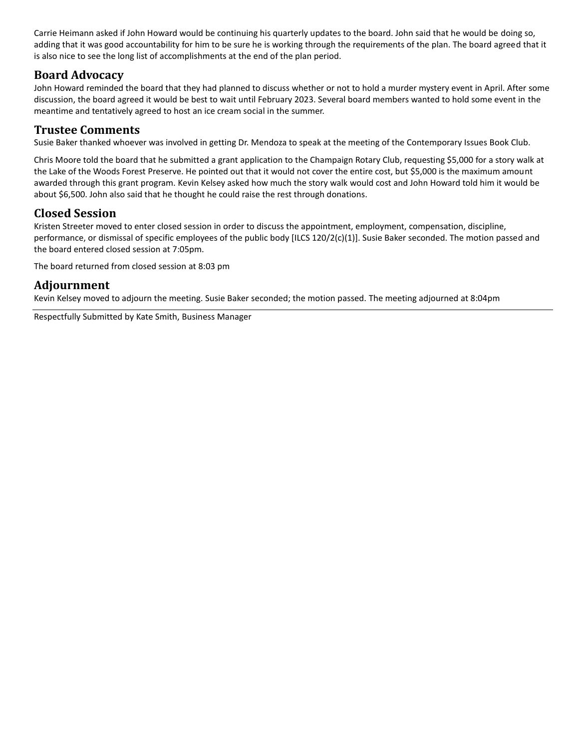Carrie Heimann asked if John Howard would be continuing his quarterly updates to the board. John said that he would be doing so, adding that it was good accountability for him to be sure he is working through the requirements of the plan. The board agreed that it is also nice to see the long list of accomplishments at the end of the plan period.

## Board Advocacy

John Howard reminded the board that they had planned to discuss whether or not to hold a murder mystery event in April. After some discussion, the board agreed it would be best to wait until February 2023. Several board members wanted to hold some event in the meantime and tentatively agreed to host an ice cream social in the summer.

## Trustee Comments

Susie Baker thanked whoever was involved in getting Dr. Mendoza to speak at the meeting of the Contemporary Issues Book Club.

Chris Moore told the board that he submitted a grant application to the Champaign Rotary Club, requesting $5,000 for a story walk at the Lake of the Woods Forest Preserve. He pointed out that it would not cover the entire cost, but $5,000 is the maximum amount awarded through this grant program. Kevin Kelsey asked how much the story walk would cost and John Howard told him it would be about $6,500. John also said that he thought he could raise the rest through donations.

## Closed Session

Kristen Streeter moved to enter closed session in order to discuss the appointment, employment, compensation, discipline, performance, or dismissal of specific employees of the public body [ILCS 120/2(c)(1)]. Susie Baker seconded. The motion passed and the board entered closed session at 7:05pm.

The board returned from closed session at 8:03 pm

## Adjournment

Kevin Kelsey moved to adjourn the meeting. Susie Baker seconded; the motion passed. The meeting adjourned at 8:04pm

---

Respectfully Submitted by Kate Smith, Business Manager